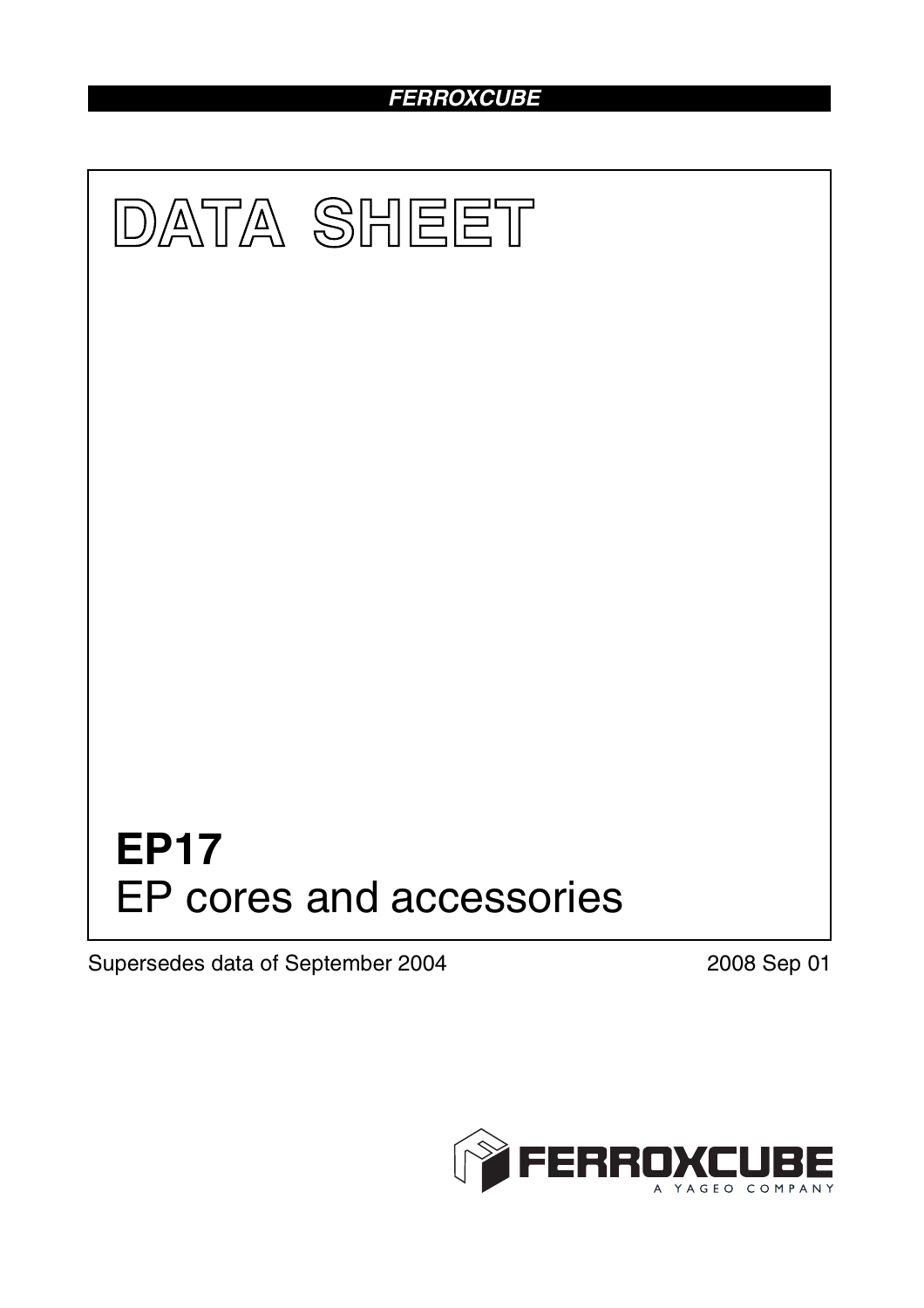FERROXCUBE

# DATA SHEET

# EP17

EP cores and accessories

Supersedes data of September 2004

2008 Sep 01

FERROXCUBE

A YAGEO COMPANY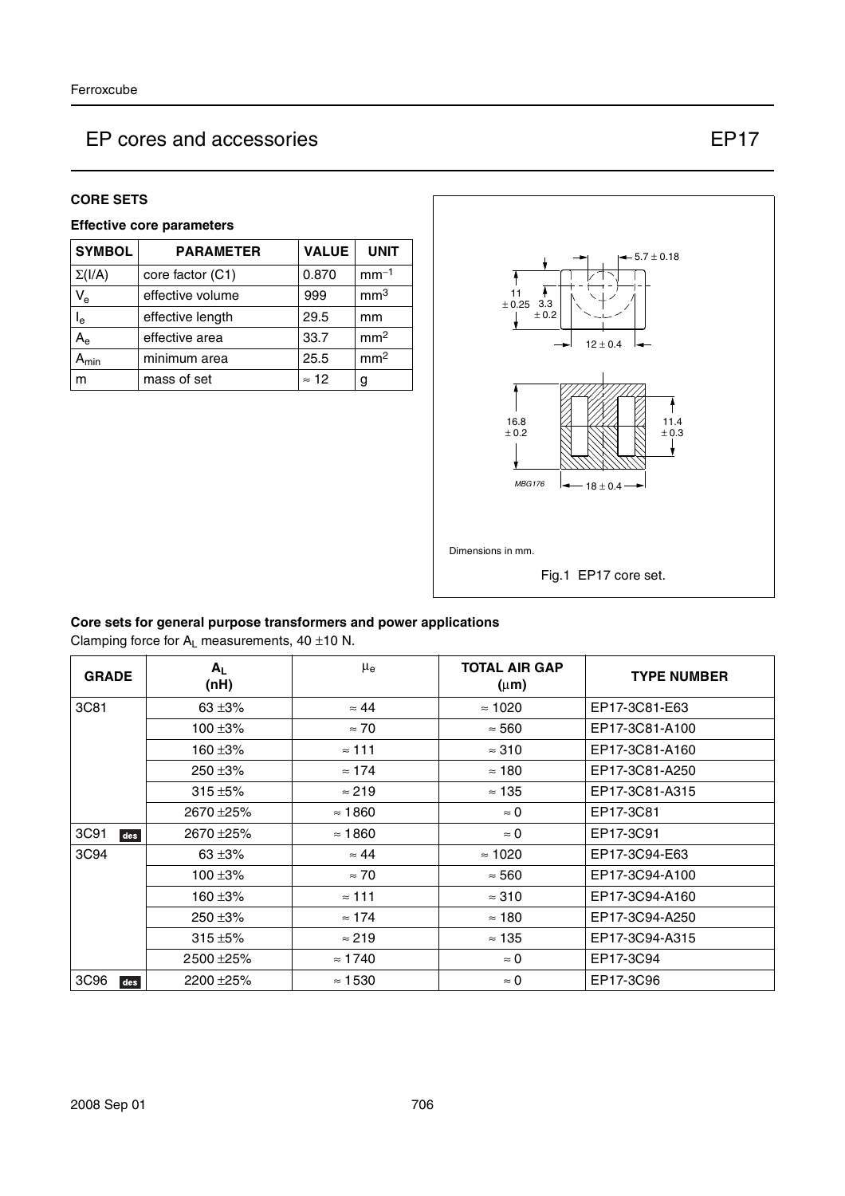## CORE SETS

### Effective core parameters

| SYMBOL | PARAMETER | VALUE | UNIT |
|---|---|---|---|
| Σ(I/A) | core factor (C1) | 0.870 | $mm^{-1}$ |
| $V_e$ | effective volume | 999 | $mm^3$ |
| $l_e$ | effective length | 29.5 | mm |
| $A_e$ | effective area | 33.7 | $mm^2$ |
| $A_{min}$ | minimum area | 25.5 | $mm^2$ |
| m | mass of set | ≈ 12 | g |

Dimensions in mm.

Fig.1 EP17 core set.

### Core sets for general purpose transformers and power applications

Clamping force for $A_L$ measurements, 40 ±10 N.

| GRADE | $A_L$ (nH) | $\mu_e$ | TOTAL AIR GAP (μm) | TYPE NUMBER |
|---|---|---|---|---|
| 3C81 | 63 ±3% | ≈ 44 | ≈ 1020 | EP17-3C81-E63 |
| | 100 ±3% | ≈ 70 | ≈ 560 | EP17-3C81-A100 |
| | 160 ±3% | ≈ 111 | ≈ 310 | EP17-3C81-A160 |
| | 250 ±3% | ≈ 174 | ≈ 180 | EP17-3C81-A250 |
| | 315 ±5% | ≈ 219 | ≈ 135 | EP17-3C81-A315 |
| | 2670 ±25% | ≈ 1860 | ≈ 0 | EP17-3C81 |
| 3C91 des | 2670 ±25% | ≈ 1860 | ≈ 0 | EP17-3C91 |
| 3C94 | 63 ±3% | ≈ 44 | ≈ 1020 | EP17-3C94-E63 |
| | 100 ±3% | ≈ 70 | ≈ 560 | EP17-3C94-A100 |
| | 160 ±3% | ≈ 111 | ≈ 310 | EP17-3C94-A160 |
| | 250 ±3% | ≈ 174 | ≈ 180 | EP17-3C94-A250 |
| | 315 ±5% | ≈ 219 | ≈ 135 | EP17-3C94-A315 |
| | 2500 ±25% | ≈ 1740 | ≈ 0 | EP17-3C94 |
| 3C96 des | 2200 ±25% | ≈ 1530 | ≈ 0 | EP17-3C96 |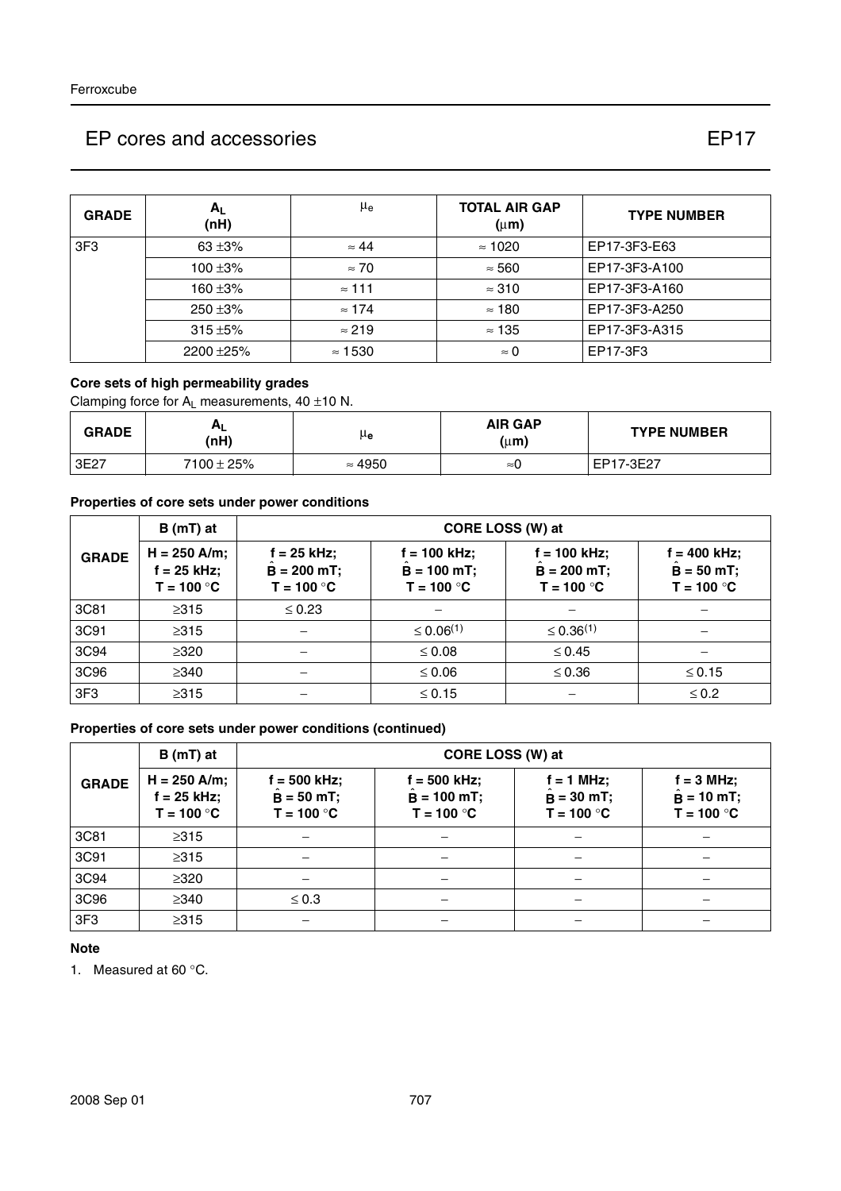| GRADE | $A_L$ (nH) | $\mu_e$ | TOTAL AIR GAP (μm) | TYPE NUMBER |
|---|---|---|---|---|
| 3F3 | 63 ±3% | ≈ 44 | ≈ 1020 | EP17-3F3-E63 |
| | 100 ±3% | ≈ 70 | ≈ 560 | EP17-3F3-A100 |
| | 160 ±3% | ≈ 111 | ≈ 310 | EP17-3F3-A160 |
| | 250 ±3% | ≈ 174 | ≈ 180 | EP17-3F3-A250 |
| | 315 ±5% | ≈ 219 | ≈ 135 | EP17-3F3-A315 |
| | 2200 ±25% | ≈ 1530 | ≈ 0 | EP17-3F3 |

### Core sets of high permeability grades

Clamping force for $A_L$ measurements, 40 ±10 N.

| GRADE | $A_L$ (nH) | $\mu_e$ | AIR GAP (μm) | TYPE NUMBER |
|---|---|---|---|---|
| 3E27 | 7100 ± 25% | ≈ 4950 | ≈0 | EP17-3E27 |

### Properties of core sets under power conditions

| GRADE | B (mT) at | CORE LOSS (W) at | | | |
|---|---|---|---|---|---|
| | H = 250 A/m; f = 25 kHz; T = 100 °C | f = 25 kHz; $\hat{B}$ = 200 mT; T = 100 °C | f = 100 kHz; $\hat{B}$ = 100 mT; T = 100 °C | f = 100 kHz; $\hat{B}$ = 200 mT; T = 100 °C | f = 400 kHz; $\hat{B}$ = 50 mT; T = 100 °C |
| 3C81 | ≥315 | ≤ 0.23 | − | − | − |
| 3C91 | ≥315 | − | ≤ 0.06(1) | ≤ 0.36(1) | − |
| 3C94 | ≥320 | − | ≤ 0.08 | ≤ 0.45 | − |
| 3C96 | ≥340 | − | ≤ 0.06 | ≤ 0.36 | ≤ 0.15 |
| 3F3 | ≥315 | − | ≤ 0.15 | − | ≤ 0.2 |

### Properties of core sets under power conditions (continued)

| GRADE | B (mT) at | CORE LOSS (W) at | | | |
|---|---|---|---|---|---|
| | H = 250 A/m; f = 25 kHz; T = 100 °C | f = 500 kHz; $\hat{B}$ = 50 mT; T = 100 °C | f = 500 kHz; $\hat{B}$ = 100 mT; T = 100 °C | f = 1 MHz; $\hat{B}$ = 30 mT; T = 100 °C | f = 3 MHz; $\hat{B}$ = 10 mT; T = 100 °C |
| 3C81 | ≥315 | − | − | − | − |
| 3C91 | ≥315 | − | − | − | − |
| 3C94 | ≥320 | − | − | − | − |
| 3C96 | ≥340 | ≤ 0.3 | − | − | − |
| 3F3 | ≥315 | − | − | − | − |

**Note**

1. Measured at 60 °C.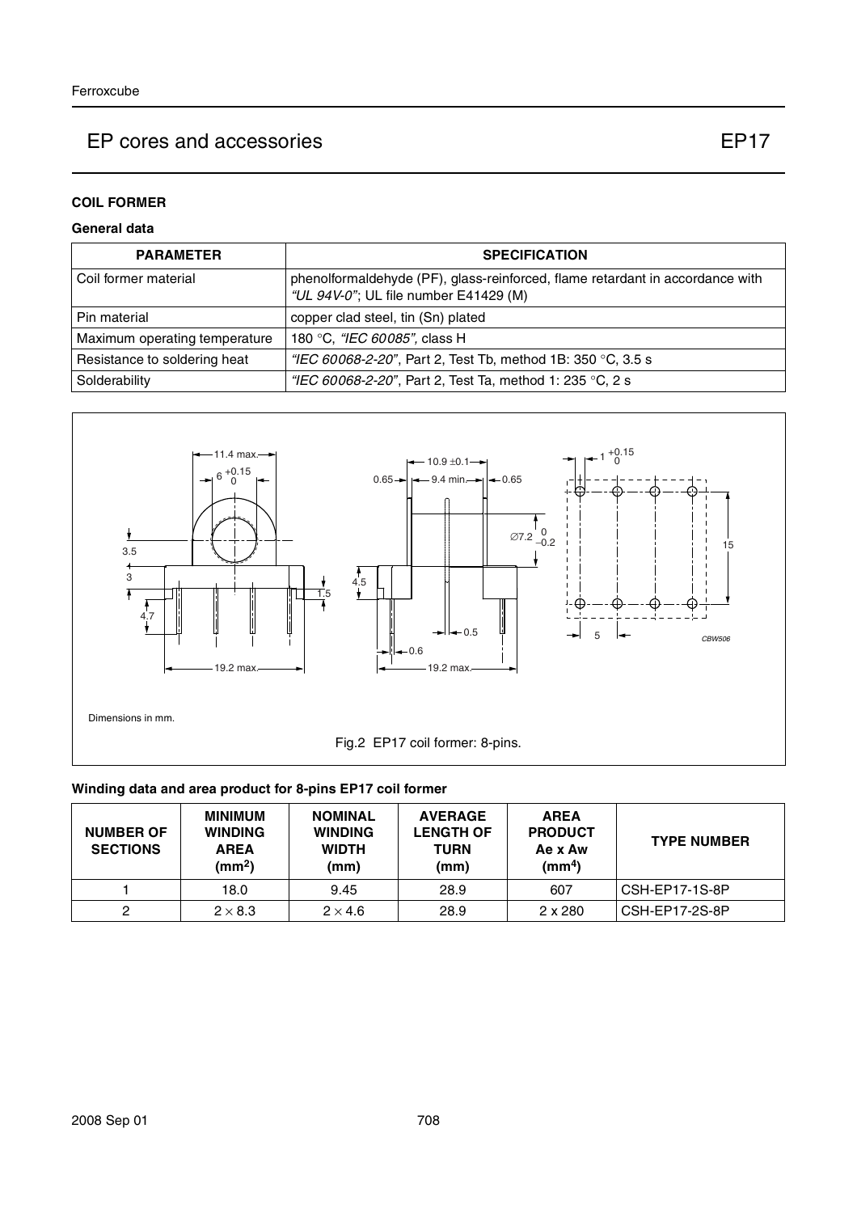# EP cores and accessories — EP17

### COIL FORMER

#### General data

| PARAMETER | SPECIFICATION |
|---|---|
| Coil former material | phenolformaldehyde (PF), glass-reinforced, flame retardant in accordance with *"UL 94V-0"*; UL file number E41429 (M) |
| Pin material | copper clad steel, tin (Sn) plated |
| Maximum operating temperature | 180 °C, *"IEC 60085"*, class H |
| Resistance to soldering heat | *"IEC 60068-2-20"*, Part 2, Test Tb, method 1B: 350 °C, 3.5 s |
| Solderability | *"IEC 60068-2-20"*, Part 2, Test Ta, method 1: 235 °C, 2 s |

Dimensions in mm.

Fig.2 EP17 coil former: 8-pins.

#### Winding data and area product for 8-pins EP17 coil former

| NUMBER OF SECTIONS | MINIMUM WINDING AREA ($mm^2$) | NOMINAL WINDING WIDTH (mm) | AVERAGE LENGTH OF TURN (mm) | AREA PRODUCT Ae x Aw ($mm^4$) | TYPE NUMBER |
|---|---|---|---|---|---|
| 1 | 18.0 | 9.45 | 28.9 | 607 | CSH-EP17-1S-8P |
| 2 | $2 \times 8.3$ | $2 \times 4.6$ | 28.9 | 2 x 280 | CSH-EP17-2S-8P |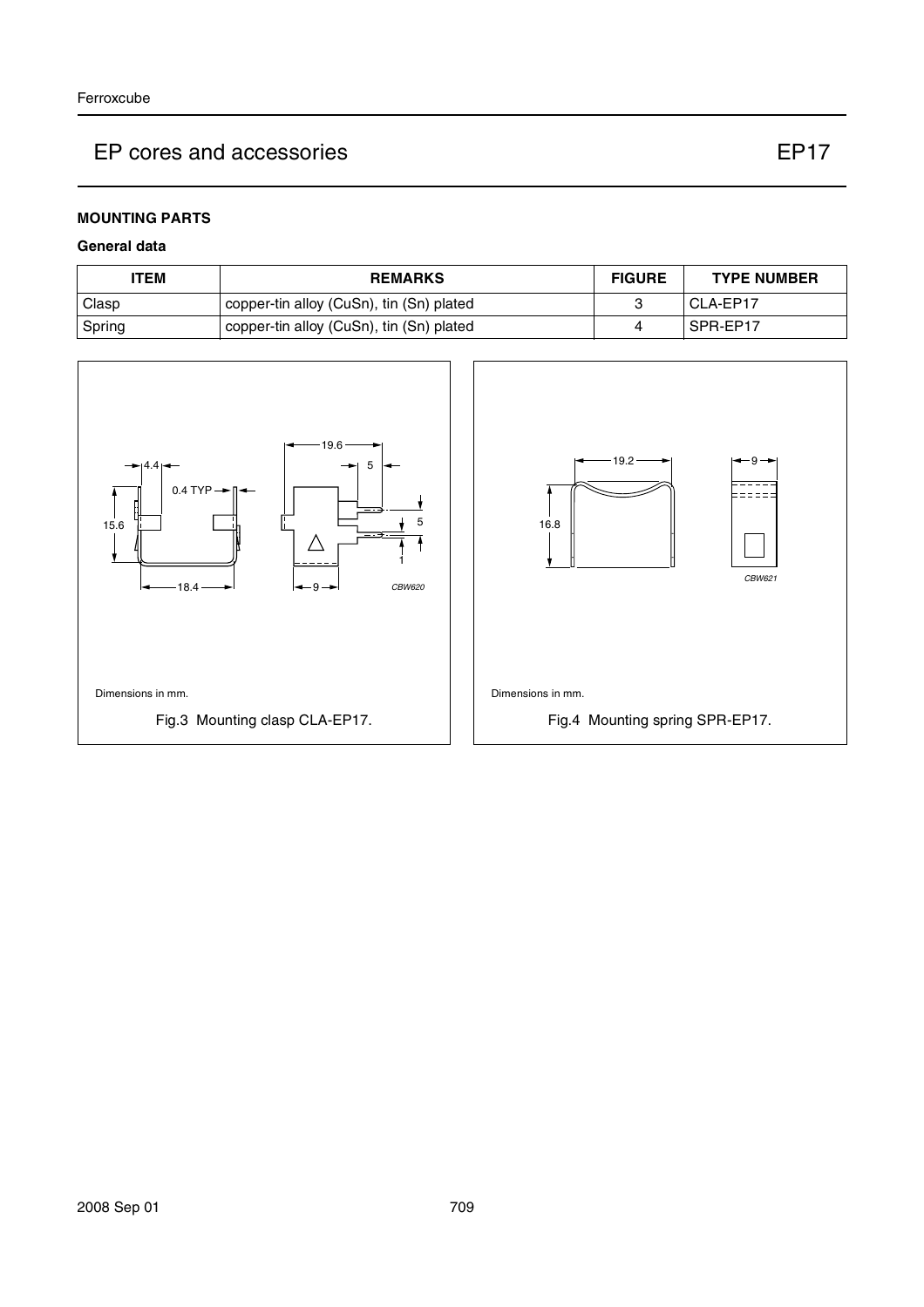## MOUNTING PARTS

### General data

| ITEM | REMARKS | FIGURE | TYPE NUMBER |
|---|---|---|---|
| Clasp | copper-tin alloy (CuSn), tin (Sn) plated | 3 | CLA-EP17 |
| Spring | copper-tin alloy (CuSn), tin (Sn) plated | 4 | SPR-EP17 |

Dimensions in mm.

Fig.3 Mounting clasp CLA-EP17.

Dimensions in mm.

Fig.4 Mounting spring SPR-EP17.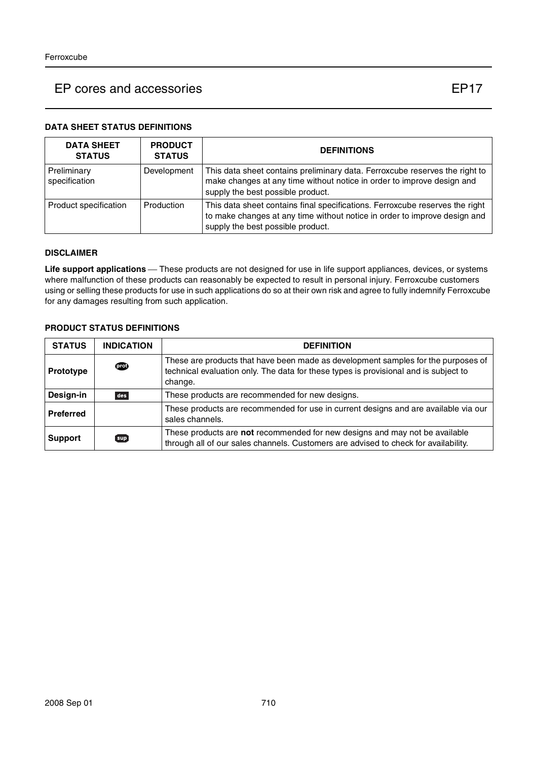## DATA SHEET STATUS DEFINITIONS

| DATA SHEET STATUS | PRODUCT STATUS | DEFINITIONS |
|---|---|---|
| Preliminary specification | Development | This data sheet contains preliminary data. Ferroxcube reserves the right to make changes at any time without notice in order to improve design and supply the best possible product. |
| Product specification | Production | This data sheet contains final specifications. Ferroxcube reserves the right to make changes at any time without notice in order to improve design and supply the best possible product. |

## DISCLAIMER

**Life support applications** — These products are not designed for use in life support appliances, devices, or systems where malfunction of these products can reasonably be expected to result in personal injury. Ferroxcube customers using or selling these products for use in such applications do so at their own risk and agree to fully indemnify Ferroxcube for any damages resulting from such application.

## PRODUCT STATUS DEFINITIONS

| STATUS | INDICATION | DEFINITION |
|---|---|---|
| **Prototype** | prot | These are products that have been made as development samples for the purposes of technical evaluation only. The data for these types is provisional and is subject to change. |
| **Design-in** | des | These products are recommended for new designs. |
| **Preferred** | | These products are recommended for use in current designs and are available via our sales channels. |
| **Support** | sup | These products are **not** recommended for new designs and may not be available through all of our sales channels. Customers are advised to check for availability. |